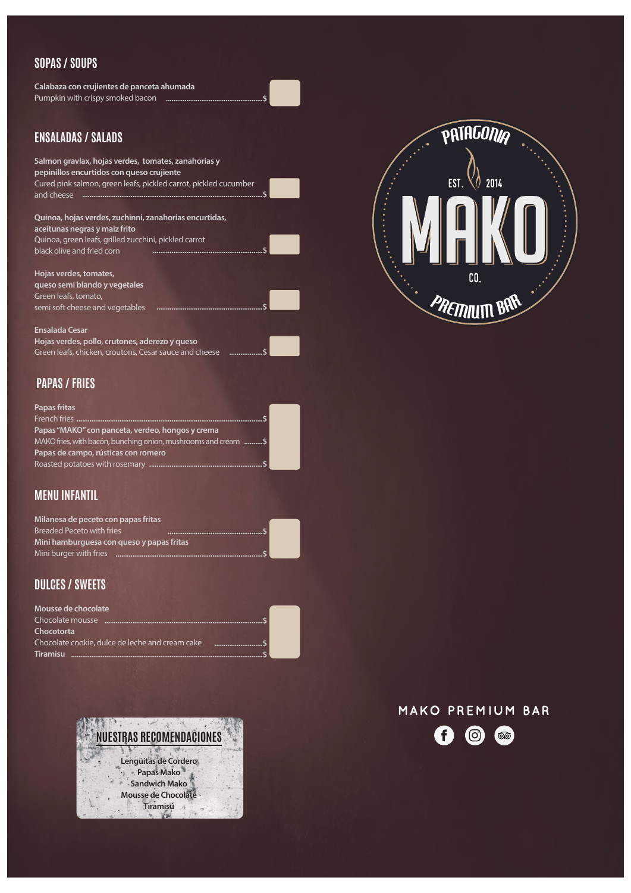## SOPAS / SOUPS

**Calabaza con crujientes de panceta ahumada**
Pumpkin with crispy smoked bacon ............................................$

## ENSALADAS / SALADS

**Salmon gravlax, hojas verdes, tomates, zanahorias y pepinillos encurtidos con queso crujiente**
Cured pink salmon, green leafs, pickled carrot, pickled cucumber and cheese ............................................$

**Quinoa, hojas verdes, zuchinni, zanahorias encurtidas, aceitunas negras y maiz frito**
Quinoa, green leafs, grilled zucchini, pickled carrot black olive and fried corn ............................................$

**Hojas verdes, tomates, queso semi blando y vegetales**
Green leafs, tomato, semi soft cheese and vegetables ............................................$

**Ensalada Cesar**
**Hojas verdes, pollo, crutones, aderezo y queso**
Green leafs, chicken, croutons, Cesar sauce and cheese ..................$

## PAPAS / FRIES

**Papas fritas**
French fries ............................................$

**Papas "MAKO" con panceta, verdeo, hongos y crema**
MAKO fries, with bacón, bunching onion, mushrooms and cream ..........$

**Papas de campo, rústicas con romero**
Roasted potatoes with rosemary ............................................$

## MENU INFANTIL

**Milanesa de peceto con papas fritas**
Breaded Peceto with fries ............................................$

**Mini hamburguesa con queso y papas fritas**
Mini burger with fries ............................................$

## DULCES / SWEETS

**Mousse de chocolate**
Chocolate mousse ............................................$

**Chocototta**
Chocolate cookie, dulce de leche and cream cake ..........................$

**Tiramisu** ............................................$

PATAGONIA

EST. 2014

MAKO CO.

PREMIUM BAR

## NUESTRAS RECOMENDACIONES

Lengüitas de Cordero
Papas Mako
Sandwich Mako
Mousse de Chocolate
Tiramisú

MAKO PREMIUM BAR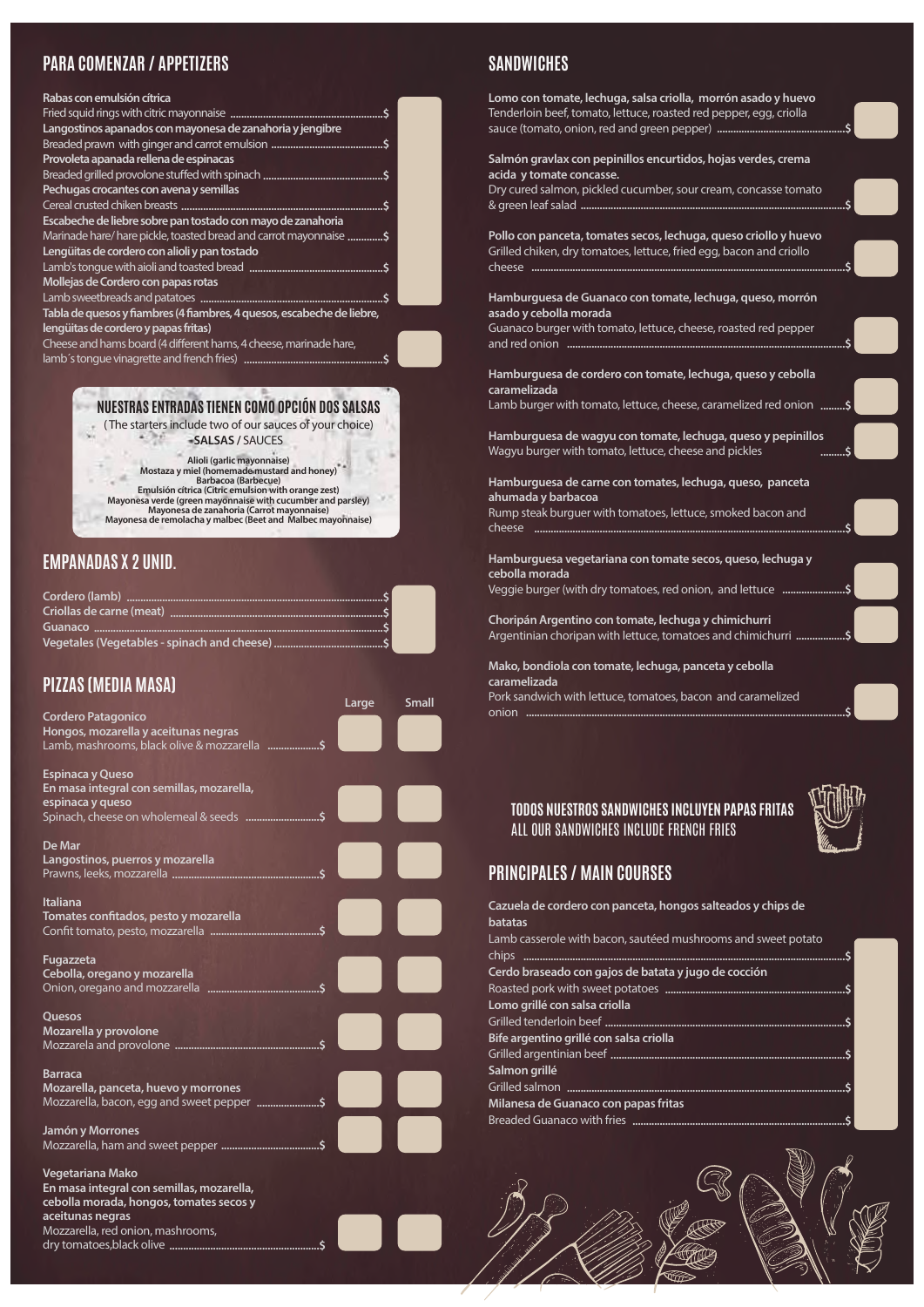## PARA COMENZAR / APPETIZERS

**Rabas con emulsión cítrica**
Fried squid rings with citric mayonnaise ....................................................$

**Langostinos apanados con mayonesa de zanahoria y jengibre**
Breaded prawn with ginger and carrot emulsion ........................................$

**Provoleta apanada rellena de espinacas**
Breaded grilled provolone stuffed with spinach ..........................................$

**Pechugas crocantes con avena y semillas**
Cereal crusted chiken breasts .....................................................................$

**Escabeche de liebre sobre pan tostado con mayo de zanahoria**
Marinade hare/ hare pickle, toasted bread and carrot mayonnaise ..............$

**Lengüitas de cordero con alioli y pan tostado**
Lamb's tongue with aioli and toasted bread ................................................$

**Mollejas de Cordero con papas rotas**
Lamb sweetbreads and patatoes .................................................................$

**Tabla de quesos y fiambres (4 fiambres, 4 quesos, escabeche de liebre, lengüitas de cordero y papas fritas)**
Cheese and hams board (4 different hams, 4 cheese, marinade hare, lamb´s tongue vinagrette and french fries) ..........................................$

### NUESTRAS ENTRADAS TIENEN COMO OPCIÓN DOS SALSAS

(The starters include two of our sauces of your choice)

**SALSAS** / SAUCES

**Alioli (garlic mayonnaise)**
**Mostaza y miel (homemade mustard and honey)**
**Barbacoa (Barbecue)**
**Emulsión cítrica (Citric emulsion with orange zest)**
**Mayonesa verde (green mayonnaise with cucumber and parsley)**
**Mayonesa de zanahoria (Carrot mayonnaise)**
**Mayonesa de remolacha y malbec (Beet and Malbec mayonnaise)**

## EMPANADAS X 2 UNID.

- Cordero (lamb) ..................................................$
- Criollas de carne (meat) ..................................$
- Guanaco ............................................................$
- Vegetales (Vegetables - spinach and cheese) ...........$

## PIZZAS (MEDIA MASA)

Large | Small

**Cordero Patagonico**
**Hongos, mozarella y aceitunas negras**
Lamb, mashrooms, black olive & mozzarella ..................$

**Espinaca y Queso**
**En masa integral con semillas, mozarella, espinaca y queso**
Spinach, cheese on wholemeal & seeds ..........................$

**De Mar**
**Langostinos, puerros y mozarella**
Prawns, leeks, mozzarella ..................................................$

**Italiana**
**Tomates confitados, pesto y mozarella**
Confit tomato, pesto, mozzarella .......................................$

**Fugazzeta**
**Cebolla, oregano y mozarella**
Onion, oregano and mozzarella ........................................$

**Quesos**
**Mozarella y provolone**
Mozzarela and provolone ..................................................$

**Barraca**
**Mozarella, panceta, huevo y morrones**
Mozzarella, bacon, egg and sweet pepper .......................$

**Jamón y Morrones**
Mozzarella, ham and sweet pepper ..................................$

**Vegetariana Mako**
**En masa integral con semillas, mozarella, cebolla morada, hongos, tomates secos y aceitunas negras**
Mozzarella, red onion, mashrooms, dry tomatoes,black olive ....................................................$

## SANDWICHES

**Lomo con tomate, lechuga, salsa criolla, morrón asado y huevo**
Tenderloin beef, tomato, lettuce, roasted red pepper, egg, criolla sauce (tomato, onion, red and green pepper) ..............................................$

**Salmón gravlax con pepinillos encurtidos, hojas verdes, crema acida y tomate concasse.**
Dry cured salmon, pickled cucumber, sour cream, concasse tomato & green leaf salad ....................................................................................$

**Pollo con panceta, tomates secos, lechuga, queso criollo y huevo**
Grilled chiken, dry tomatoes, lettuce, fried egg, bacon and criollo cheese ......................................................................................................$

**Hamburguesa de Guanaco con tomate, lechuga, queso, morrón asado y cebolla morada**
Guanaco burger with tomato, lettuce, cheese, roasted red pepper and red onion .............................................................................................$

**Hamburguesa de cordero con tomate, lechuga, queso y cebolla caramelizada**
Lamb burger with tomato, lettuce, cheese, caramelized red onion .........$

**Hamburguesa de wagyu con tomate, lechuga, queso y pepinillos**
Wagyu burger with tomato, lettuce, cheese and pickles .........$

**Hamburguesa de carne con tomates, lechuga, queso, panceta ahumada y barbacoa**
Rump steak burguer with tomatoes, lettuce, smoked bacon and cheese ...........................................................................................................$

**Hamburguesa vegetariana con tome secos, queso, lechuga y cebolla morada**
Veggie burger (with dry tomatoes, red onion, and lettuce .....................$

**Choripán Argentino con tomate, lechuga y chimichurri**
Argentinian choripan with lettuce, tomatoes and chimichurri .................$

**Mako, bondiola con tomate, lechuga, panceta y cebolla caramelizada**
Pork sandwich with lettuce, tomatoes, bacon and caramelized onion ...........................................................................................................$

### TODOS NUESTROS SANDWICHES INCLUYEN PAPAS FRITAS
### ALL OUR SANDWICHES INCLUDE FRENCH FRIES

## PRINCIPALES / MAIN COURSES

**Cazuela de cordero con panceta, hongos salteados y chips de batatas**
Lamb casserole with bacon, sautéed mushrooms and sweet potato chips ...........................................................................................................$

**Cerdo braseado con gajos de batata y jugo de cocción**
Roasted pork with sweet potatoes .............................................................$

**Lomo grillé con salsa criolla**
Grilled tenderloin beef .................................................................................$

**Bife argentino grillé con salsa criolla**
Grilled argentinian beef ...............................................................................$

**Salmon grillé**
Grilled salmon ..............................................................................................$

**Milanesa de Guanaco con papas fritas**
Breaded Guanaco with fries .........................................................................$